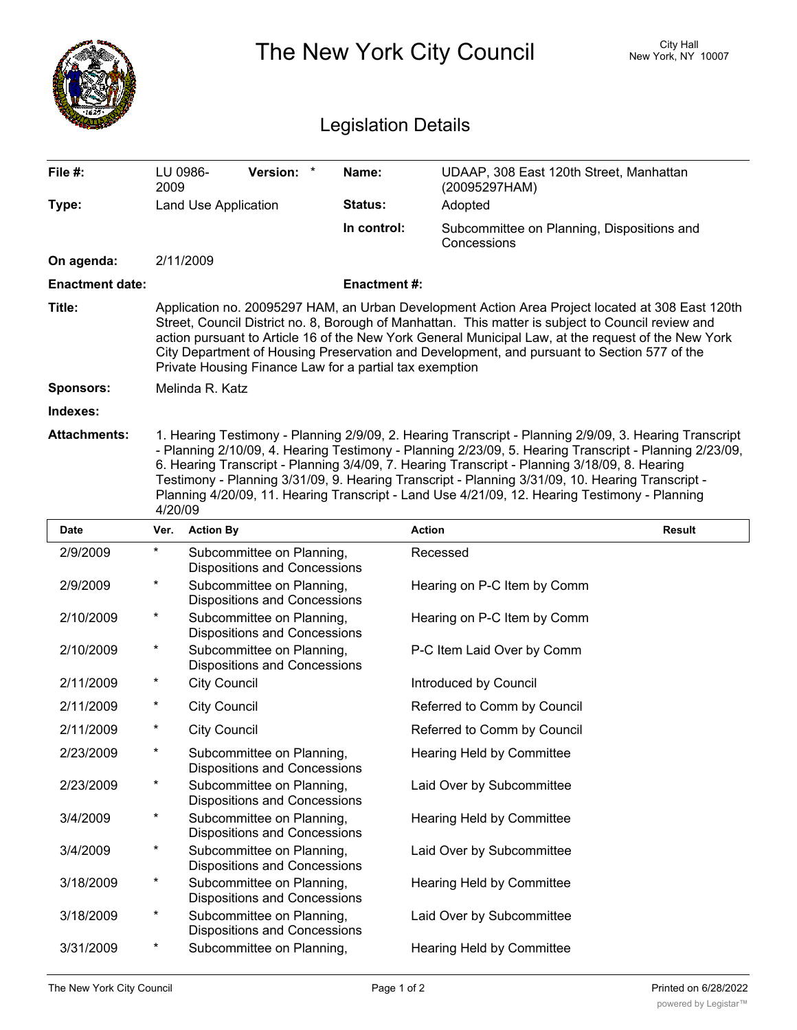# The New York City Council

City Hall
New York, NY 10007

## Legislation Details

| | | | |
|---|---|---|---|
| **File #:** | LU 0986-2009 **Version:** * | **Name:** | UDAAP, 308 East 120th Street, Manhattan (20095297HAM) |
| **Type:** | Land Use Application | **Status:** | Adopted |
| | | **In control:** | Subcommittee on Planning, Dispositions and Concessions |
| **On agenda:** | 2/11/2009 | | |
| **Enactment date:** | | **Enactment #:** | |

**Title:** Application no. 20095297 HAM, an Urban Development Action Area Project located at 308 East 120th Street, Council District no. 8, Borough of Manhattan. This matter is subject to Council review and action pursuant to Article 16 of the New York General Municipal Law, at the request of the New York City Department of Housing Preservation and Development, and pursuant to Section 577 of the Private Housing Finance Law for a partial tax exemption

**Sponsors:** Melinda R. Katz

**Indexes:**

**Attachments:** 1. Hearing Testimony - Planning 2/9/09, 2. Hearing Transcript - Planning 2/9/09, 3. Hearing Transcript - Planning 2/10/09, 4. Hearing Testimony - Planning 2/23/09, 5. Hearing Transcript - Planning 2/23/09, 6. Hearing Transcript - Planning 3/4/09, 7. Hearing Transcript - Planning 3/18/09, 8. Hearing Testimony - Planning 3/31/09, 9. Hearing Transcript - Planning 3/31/09, 10. Hearing Transcript - Planning 4/20/09, 11. Hearing Transcript - Land Use 4/21/09, 12. Hearing Testimony - Planning 4/20/09

| Date | Ver. | Action By | Action | Result |
|---|---|---|---|---|
| 2/9/2009 | * | Subcommittee on Planning, Dispositions and Concessions | Recessed | |
| 2/9/2009 | * | Subcommittee on Planning, Dispositions and Concessions | Hearing on P-C Item by Comm | |
| 2/10/2009 | * | Subcommittee on Planning, Dispositions and Concessions | Hearing on P-C Item by Comm | |
| 2/10/2009 | * | Subcommittee on Planning, Dispositions and Concessions | P-C Item Laid Over by Comm | |
| 2/11/2009 | * | City Council | Introduced by Council | |
| 2/11/2009 | * | City Council | Referred to Comm by Council | |
| 2/11/2009 | * | City Council | Referred to Comm by Council | |
| 2/23/2009 | * | Subcommittee on Planning, Dispositions and Concessions | Hearing Held by Committee | |
| 2/23/2009 | * | Subcommittee on Planning, Dispositions and Concessions | Laid Over by Subcommittee | |
| 3/4/2009 | * | Subcommittee on Planning, Dispositions and Concessions | Hearing Held by Committee | |
| 3/4/2009 | * | Subcommittee on Planning, Dispositions and Concessions | Laid Over by Subcommittee | |
| 3/18/2009 | * | Subcommittee on Planning, Dispositions and Concessions | Hearing Held by Committee | |
| 3/18/2009 | * | Subcommittee on Planning, Dispositions and Concessions | Laid Over by Subcommittee | |
| 3/31/2009 | * | Subcommittee on Planning, | Hearing Held by Committee | |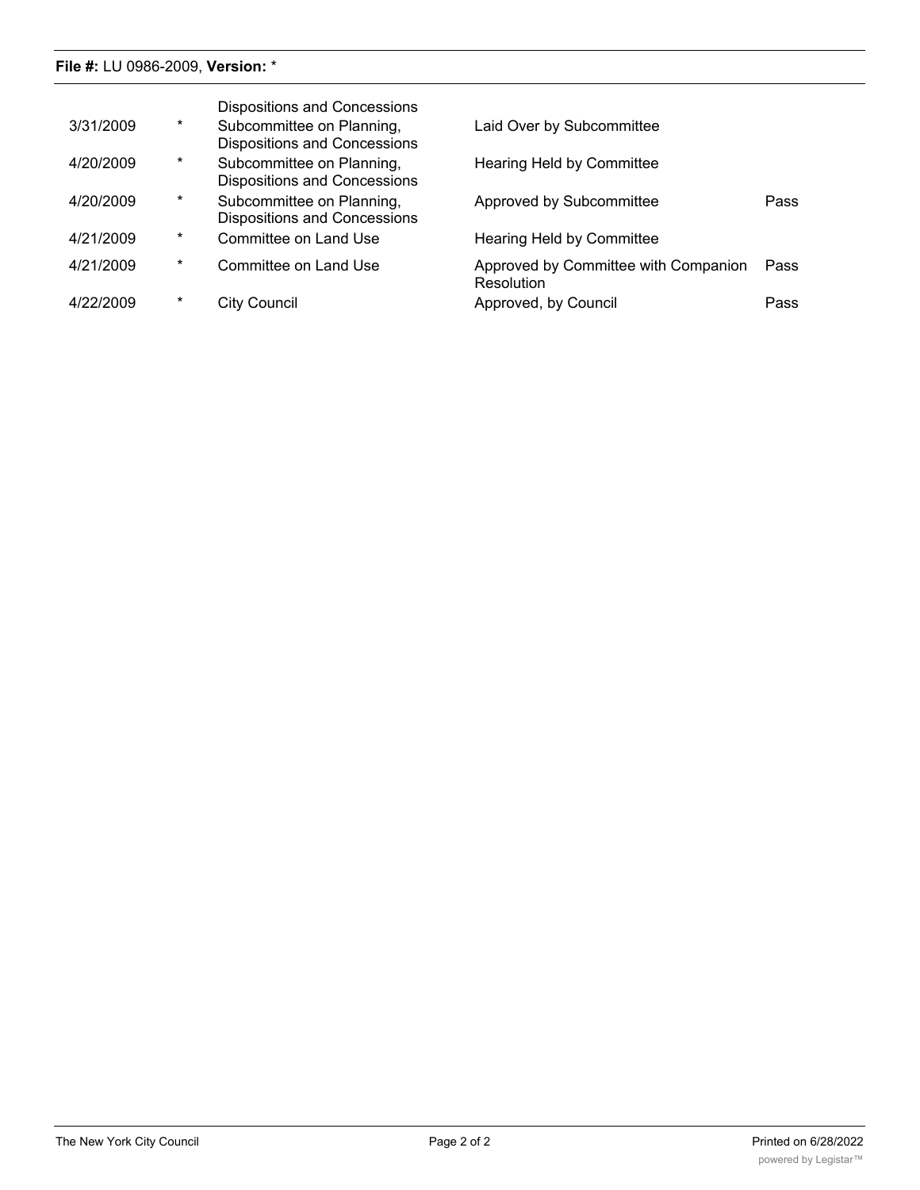**File #:** LU 0986-2009, **Version:** *

| | | | | |
|---|---|---|---|---|
| | | Dispositions and Concessions | | |
| 3/31/2009 | * | Subcommittee on Planning, Dispositions and Concessions | Laid Over by Subcommittee | |
| 4/20/2009 | * | Subcommittee on Planning, Dispositions and Concessions | Hearing Held by Committee | |
| 4/20/2009 | * | Subcommittee on Planning, Dispositions and Concessions | Approved by Subcommittee | Pass |
| 4/21/2009 | * | Committee on Land Use | Hearing Held by Committee | |
| 4/21/2009 | * | Committee on Land Use | Approved by Committee with Companion Resolution | Pass |
| 4/22/2009 | * | City Council | Approved, by Council | Pass |